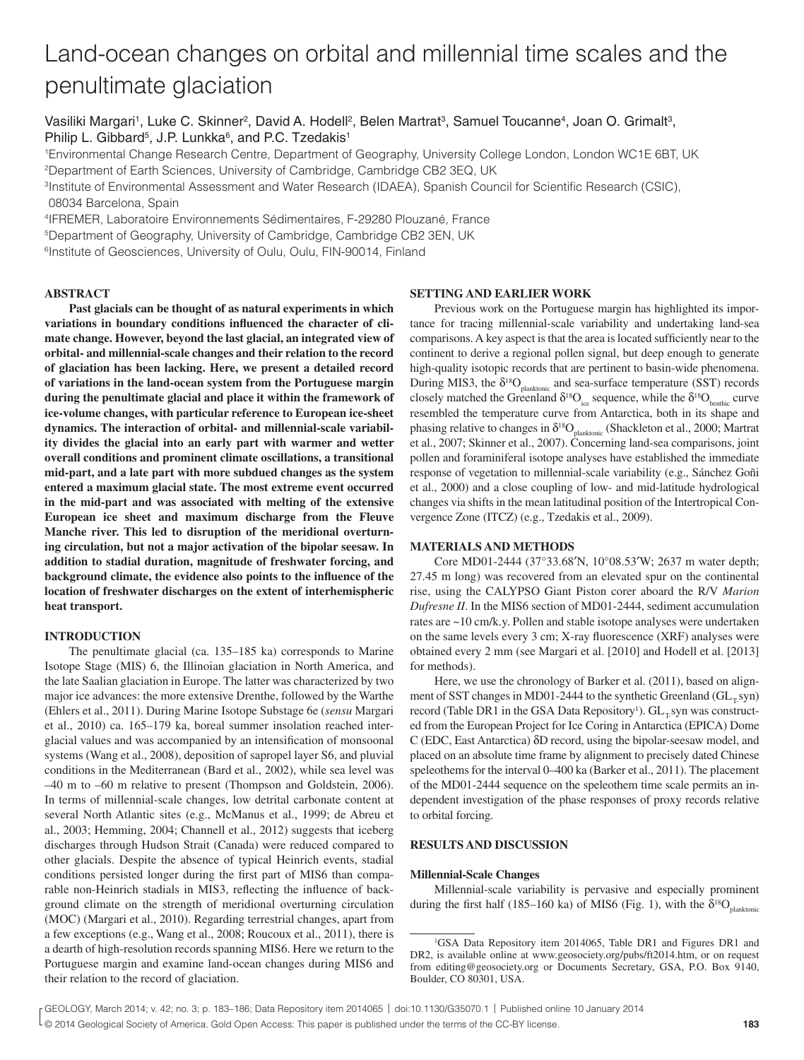# Land-ocean changes on orbital and millennial time scales and the penultimate glaciation

Vasiliki Margari[1], Luke C. Skinner[2], David A. Hodell[2], Belen Martrat[3], Samuel Toucanne[4], Joan O. Grimalt[3], Philip L. Gibbard[5], J.P. Lunkka[6], and P.C. Tzedakis[1]

[1]Environmental Change Research Centre, Department of Geography, University College London, London WC1E 6BT, UK
[2]Department of Earth Sciences, University of Cambridge, Cambridge CB2 3EQ, UK
[3]Institute of Environmental Assessment and Water Research (IDAEA), Spanish Council for Scientific Research (CSIC), 08034 Barcelona, Spain
[4]IFREMER, Laboratoire Environnements Sédimentaires, F-29280 Plouzané, France
[5]Department of Geography, University of Cambridge, Cambridge CB2 3EN, UK
[6]Institute of Geosciences, University of Oulu, Oulu, FIN-90014, Finland

## ABSTRACT

**Past glacials can be thought of as natural experiments in which variations in boundary conditions influenced the character of climate change. However, beyond the last glacial, an integrated view of orbital- and millennial-scale changes and their relation to the record of glaciation has been lacking. Here, we present a detailed record of variations in the land-ocean system from the Portuguese margin during the penultimate glacial and place it within the framework of ice-volume changes, with particular reference to European ice-sheet dynamics. The interaction of orbital- and millennial-scale variability divides the glacial into an early part with warmer and wetter overall conditions and prominent climate oscillations, a transitional mid-part, and a late part with more subdued changes as the system entered a maximum glacial state. The most extreme event occurred in the mid-part and was associated with melting of the extensive European ice sheet and maximum discharge from the Fleuve Manche river. This led to disruption of the meridional overturning circulation, but not a major activation of the bipolar seesaw. In addition to stadial duration, magnitude of freshwater forcing, and background climate, the evidence also points to the influence of the location of freshwater discharges on the extent of interhemispheric heat transport.**

## INTRODUCTION

The penultimate glacial (ca. 135–185 ka) corresponds to Marine Isotope Stage (MIS) 6, the Illinoian glaciation in North America, and the late Saalian glaciation in Europe. The latter was characterized by two major ice advances: the more extensive Drenthe, followed by the Warthe (Ehlers et al., 2011). During Marine Isotope Substage 6e (*sensu* Margari et al., 2010) ca. 165–179 ka, boreal summer insolation reached interglacial values and was accompanied by an intensification of monsoonal systems (Wang et al., 2008), deposition of sapropel layer S6, and pluvial conditions in the Mediterranean (Bard et al., 2002), while sea level was –40 m to –60 m relative to present (Thompson and Goldstein, 2006). In terms of millennial-scale changes, low detrital carbonate content at several North Atlantic sites (e.g., McManus et al., 1999; de Abreu et al., 2003; Hemming, 2004; Channell et al., 2012) suggests that iceberg discharges through Hudson Strait (Canada) were reduced compared to other glacials. Despite the absence of typical Heinrich events, stadial conditions persisted longer during the first part of MIS6 than comparable non-Heinrich stadials in MIS3, reflecting the influence of background climate on the strength of meridional overturning circulation (MOC) (Margari et al., 2010). Regarding terrestrial changes, apart from a few exceptions (e.g., Wang et al., 2008; Roucoux et al., 2011), there is a dearth of high-resolution records spanning MIS6. Here we return to the Portuguese margin and examine land-ocean changes during MIS6 and their relation to the record of glaciation.

## SETTING AND EARLIER WORK

Previous work on the Portuguese margin has highlighted its importance for tracing millennial-scale variability and undertaking land-sea comparisons. A key aspect is that the area is located sufficiently near to the continent to derive a regional pollen signal, but deep enough to generate high-quality isotopic records that are pertinent to basin-wide phenomena. During MIS3, the $\delta^{18}O_{planktonic}$ and sea-surface temperature (SST) records closely matched the Greenland $\delta^{18}O_{ice}$ sequence, while the $\delta^{18}O_{benthic}$ curve resembled the temperature curve from Antarctica, both in its shape and phasing relative to changes in $\delta^{18}O_{planktonic}$ (Shackleton et al., 2000; Martrat et al., 2007; Skinner et al., 2007). Concerning land-sea comparisons, joint pollen and foraminiferal isotope analyses have established the immediate response of vegetation to millennial-scale variability (e.g., Sánchez Goñi et al., 2000) and a close coupling of low- and mid-latitude hydrological changes via shifts in the mean latitudinal position of the Intertropical Convergence Zone (ITCZ) (e.g., Tzedakis et al., 2009).

## MATERIALS AND METHODS

Core MD01-2444 (37°33.68′N, 10°08.53′W; 2637 m water depth; 27.45 m long) was recovered from an elevated spur on the continental rise, using the CALYPSO Giant Piston corer aboard the R/V *Marion Dufresne II*. In the MIS6 section of MD01-2444, sediment accumulation rates are ~10 cm/k.y. Pollen and stable isotope analyses were undertaken on the same levels every 3 cm; X-ray fluorescence (XRF) analyses were obtained every 2 mm (see Margari et al. [2010] and Hodell et al. [2013] for methods).

Here, we use the chronology of Barker et al. (2011), based on alignment of SST changes in MD01-2444 to the synthetic Greenland ($GL_T$.syn) record (Table DR1 in the GSA Data Repository[1]). $GL_T$.syn was constructed from the European Project for Ice Coring in Antarctica (EPICA) Dome C (EDC, East Antarctica) δD record, using the bipolar-seesaw model, and placed on an absolute time frame by alignment to precisely dated Chinese speleothems for the interval 0–400 ka (Barker et al., 2011). The placement of the MD01-2444 sequence on the speleothem time scale permits an independent investigation of the phase responses of proxy records relative to orbital forcing.

## RESULTS AND DISCUSSION

### Millennial-Scale Changes

Millennial-scale variability is pervasive and especially prominent during the first half (185–160 ka) of MIS6 (Fig. 1), with the $\delta^{18}O_{planktonic}$

[1]GSA Data Repository item 2014065, Table DR1 and Figures DR1 and DR2, is available online at www.geosociety.org/pubs/ft2014.htm, or on request from editing@geosociety.org or Documents Secretary, GSA, P.O. Box 9140, Boulder, CO 80301, USA.

© 2014 Geological Society of America. Gold Open Access: This paper is published under the terms of the CC-BY license.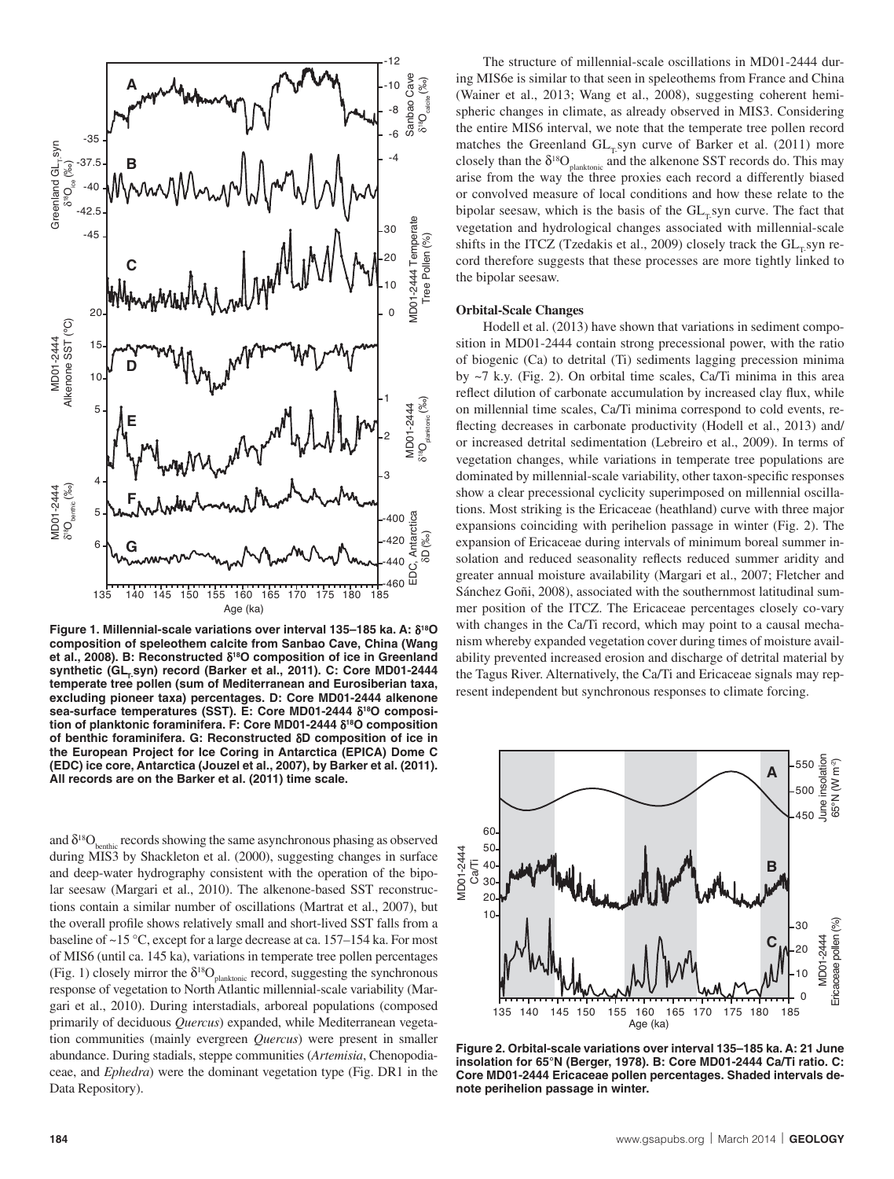**Figure 1. Millennial-scale variations over interval 135–185 ka. A: $\delta^{18}O$ composition of speleothem calcite from Sanbao Cave, China (Wang et al., 2008). B: Reconstructed $\delta^{18}O$ composition of ice in Greenland synthetic ($GL_T$syn) record (Barker et al., 2011). C: Core MD01-2444 temperate tree pollen (sum of Mediterranean and Eurosiberian taxa, excluding pioneer taxa) percentages. D: Core MD01-2444 alkenone sea-surface temperatures (SST). E: Core MD01-2444 $\delta^{18}O$ composition of planktonic foraminifera. F: Core MD01-2444 $\delta^{18}O$ composition of benthic foraminifera. G: Reconstructed $\delta D$ composition of ice in the European Project for Ice Coring in Antarctica (EPICA) Dome C (EDC) ice core, Antarctica (Jouzel et al., 2007), by Barker et al. (2011). All records are on the Barker et al. (2011) time scale.**

and $\delta^{18}O_{benthic}$ records showing the same asynchronous phasing as observed during MIS3 by Shackleton et al. (2000), suggesting changes in surface and deep-water hydrography consistent with the operation of the bipolar seesaw (Margari et al., 2010). The alkenone-based SST reconstructions contain a similar number of oscillations (Martrat et al., 2007), but the overall profile shows relatively small and short-lived SST falls from a baseline of ~15 °C, except for a large decrease at ca. 157–154 ka. For most of MIS6 (until ca. 145 ka), variations in temperate tree pollen percentages (Fig. 1) closely mirror the $\delta^{18}O_{planktonic}$ record, suggesting the synchronous response of vegetation to North Atlantic millennial-scale variability (Margari et al., 2010). During interstadials, arboreal populations (composed primarily of deciduous *Quercus*) expanded, while Mediterranean vegetation communities (mainly evergreen *Quercus*) were present in smaller abundance. During stadials, steppe communities (*Artemisia*, Chenopodiaceae, and *Ephedra*) were the dominant vegetation type (Fig. DR1 in the Data Repository).

The structure of millennial-scale oscillations in MD01-2444 during MIS6e is similar to that seen in speleothems from France and China (Wainer et al., 2013; Wang et al., 2008), suggesting coherent hemispheric changes in climate, as already observed in MIS3. Considering the entire MIS6 interval, we note that the temperate tree pollen record matches the Greenland $GL_T$syn curve of Barker et al. (2011) more closely than the $\delta^{18}O_{planktonic}$ and the alkenone SST records do. This may arise from the way the three proxies each record a differently biased or convolved measure of local conditions and how these relate to the bipolar seesaw, which is the basis of the $GL_T$syn curve. The fact that vegetation and hydrological changes associated with millennial-scale shifts in the ITCZ (Tzedakis et al., 2009) closely track the $GL_T$syn record therefore suggests that these processes are more tightly linked to the bipolar seesaw.

### Orbital-Scale Changes

Hodell et al. (2013) have shown that variations in sediment composition in MD01-2444 contain strong precessional power, with the ratio of biogenic (Ca) to detrital (Ti) sediments lagging precession minima by ~7 k.y. (Fig. 2). On orbital time scales, Ca/Ti minima in this area reflect dilution of carbonate accumulation by increased clay flux, while on millennial time scales, Ca/Ti minima correspond to cold events, reflecting decreases in carbonate productivity (Hodell et al., 2013) and/or increased detrital sedimentation (Lebreiro et al., 2009). In terms of vegetation changes, while variations in temperate tree populations are dominated by millennial-scale variability, other taxon-specific responses show a clear precessional cyclicity superimposed on millennial oscillations. Most striking is the Ericaceae (heathland) curve with three major expansions coinciding with perihelion passage in winter (Fig. 2). The expansion of Ericaceae during intervals of minimum boreal summer insolation and reduced seasonality reflects reduced summer aridity and greater annual moisture availability (Margari et al., 2007; Fletcher and Sánchez Goñi, 2008), associated with the southernmost latitudinal summer position of the ITCZ. The Ericaceae percentages closely co-vary with changes in the Ca/Ti record, which may point to a causal mechanism whereby expanded vegetation cover during times of moisture availability prevented increased erosion and discharge of detrital material by the Tagus River. Alternatively, the Ca/Ti and Ericaceae signals may represent independent but synchronous responses to climate forcing.

**Figure 2. Orbital-scale variations over interval 135–185 ka. A: 21 June insolation for 65°N (Berger, 1978). B: Core MD01-2444 Ca/Ti ratio. C: Core MD01-2444 Ericaceae pollen percentages. Shaded intervals denote perihelion passage in winter.**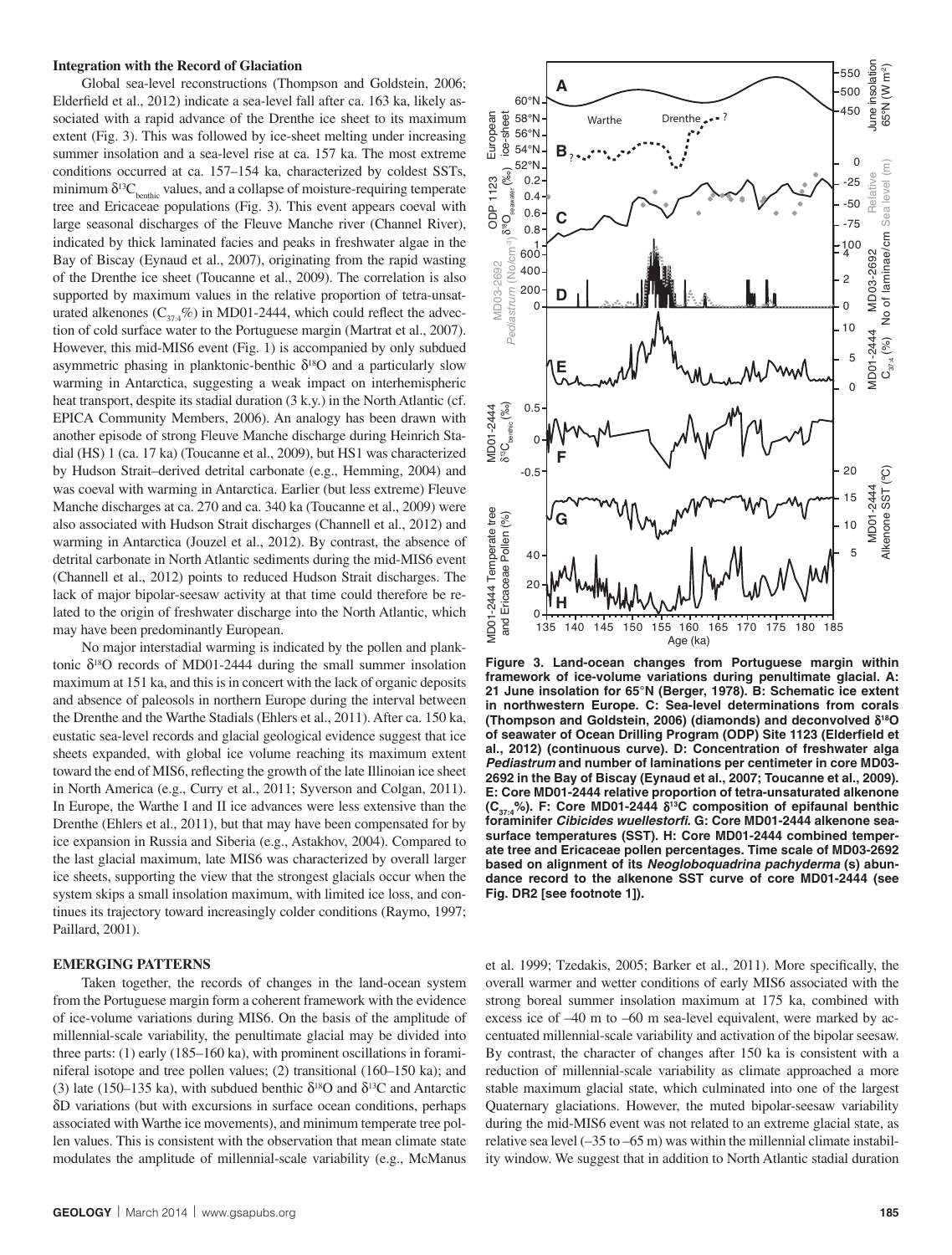### Integration with the Record of Glaciation

Global sea-level reconstructions (Thompson and Goldstein, 2006; Elderfield et al., 2012) indicate a sea-level fall after ca. 163 ka, likely associated with a rapid advance of the Drenthe ice sheet to its maximum extent (Fig. 3). This was followed by ice-sheet melting under increasing summer insolation and a sea-level rise at ca. 157 ka. The most extreme conditions occurred at ca. 157–154 ka, characterized by coldest SSTs, minimum $\delta^{13}C_{benthic}$ values, and a collapse of moisture-requiring temperate tree and Ericaceae populations (Fig. 3). This event appears coeval with large seasonal discharges of the Fleuve Manche river (Channel River), indicated by thick laminated facies and peaks in freshwater algae in the Bay of Biscay (Eynaud et al., 2007), originating from the rapid wasting of the Drenthe ice sheet (Toucanne et al., 2009). The correlation is also supported by maximum values in the relative proportion of tetra-unsaturated alkenones ($C_{37:4}$%) in MD01-2444, which could reflect the advection of cold surface water to the Portuguese margin (Martrat et al., 2007). However, this mid-MIS6 event (Fig. 1) is accompanied by only subdued asymmetric phasing in planktonic-benthic $\delta^{18}O$ and a particularly slow warming in Antarctica, suggesting a weak impact on interhemispheric heat transport, despite its stadial duration (3 k.y.) in the North Atlantic (cf. EPICA Community Members, 2006). An analogy has been drawn with another episode of strong Fleuve Manche discharge during Heinrich Stadial (HS) 1 (ca. 17 ka) (Toucanne et al., 2009), but HS1 was characterized by Hudson Strait–derived detrital carbonate (e.g., Hemming, 2004) and was coeval with warming in Antarctica. Earlier (but less extreme) Fleuve Manche discharges at ca. 270 and ca. 340 ka (Toucanne et al., 2009) were also associated with Hudson Strait discharges (Channell et al., 2012) and warming in Antarctica (Jouzel et al., 2012). By contrast, the absence of detrital carbonate in North Atlantic sediments during the mid-MIS6 event (Channell et al., 2012) points to reduced Hudson Strait discharges. The lack of major bipolar-seesaw activity at that time could therefore be related to the origin of freshwater discharge into the North Atlantic, which may have been predominantly European.

No major interstadial warming is indicated by the pollen and planktonic $\delta^{18}O$ records of MD01-2444 during the small summer insolation maximum at 151 ka, and this is in concert with the lack of organic deposits and absence of paleosols in northern Europe during the interval between the Drenthe and the Warthe Stadials (Ehlers et al., 2011). After ca. 150 ka, eustatic sea-level records and glacial geological evidence suggest that ice sheets expanded, with global ice volume reaching its maximum extent toward the end of MIS6, reflecting the growth of the late Illinoian ice sheet in North America (e.g., Curry et al., 2011; Syverson and Colgan, 2011). In Europe, the Warthe I and II ice advances were less extensive than the Drenthe (Ehlers et al., 2011), but that may have been compensated for by ice expansion in Russia and Siberia (e.g., Astakhov, 2004). Compared to the last glacial maximum, late MIS6 was characterized by overall larger ice sheets, supporting the view that the strongest glacials occur when the system skips a small insolation maximum, with limited ice loss, and continues its trajectory toward increasingly colder conditions (Raymo, 1997; Paillard, 2001).

**Figure 3. Land-ocean changes from Portuguese margin within framework of ice-volume variations during penultimate glacial. A: 21 June insolation for 65°N (Berger, 1978). B: Schematic ice extent in northwestern Europe. C: Sea-level determinations from corals (Thompson and Goldstein, 2006) (diamonds) and deconvolved $\delta^{18}O$ of seawater of Ocean Drilling Program (ODP) Site 1123 (Elderfield et al., 2012) (continuous curve). D: Concentration of freshwater alga *Pediastrum* and number of laminations per centimeter in core MD03-2692 in the Bay of Biscay (Eynaud et al., 2007; Toucanne et al., 2009). E: Core MD01-2444 relative proportion of tetra-unsaturated alkenone ($C_{37:4}$%). F: Core MD01-2444 $\delta^{13}C$ composition of epifaunal benthic foraminifer *Cibicides wuellestorfi*. G: Core MD01-2444 alkenone sea-surface temperatures (SST). H: Core MD01-2444 combined temperate tree and Ericaceae pollen percentages. Time scale of MD03-2692 based on alignment of its *Neogloboquadrina pachyderma* (s) abundance record to the alkenone SST curve of core MD01-2444 (see Fig. DR2 [see footnote 1]).**

## EMERGING PATTERNS

Taken together, the records of changes in the land-ocean system from the Portuguese margin form a coherent framework with the evidence of ice-volume variations during MIS6. On the basis of the amplitude of millennial-scale variability, the penultimate glacial may be divided into three parts: (1) early (185–160 ka), with prominent oscillations in foraminiferal isotope and tree pollen values; (2) transitional (160–150 ka); and (3) late (150–135 ka), with subdued benthic $\delta^{18}O$ and $\delta^{13}C$ and Antarctic $\delta D$ variations (but with excursions in surface ocean conditions, perhaps associated with Warthe ice movements), and minimum temperate tree pollen values. This is consistent with the observation that mean climate state modulates the amplitude of millennial-scale variability (e.g., McManus et al. 1999; Tzedakis, 2005; Barker et al., 2011). More specifically, the overall warmer and wetter conditions of early MIS6 associated with the strong boreal summer insolation maximum at 175 ka, combined with excess ice of –40 m to –60 m sea-level equivalent, were marked by accentuated millennial-scale variability and activation of the bipolar seesaw. By contrast, the character of changes after 150 ka is consistent with a reduction of millennial-scale variability as climate approached a more stable maximum glacial state, which culminated into one of the largest Quaternary glaciations. However, the muted bipolar-seesaw variability during the mid-MIS6 event was not related to an extreme glacial state, as relative sea level (–35 to –65 m) was within the millennial climate instability window. We suggest that in addition to North Atlantic stadial duration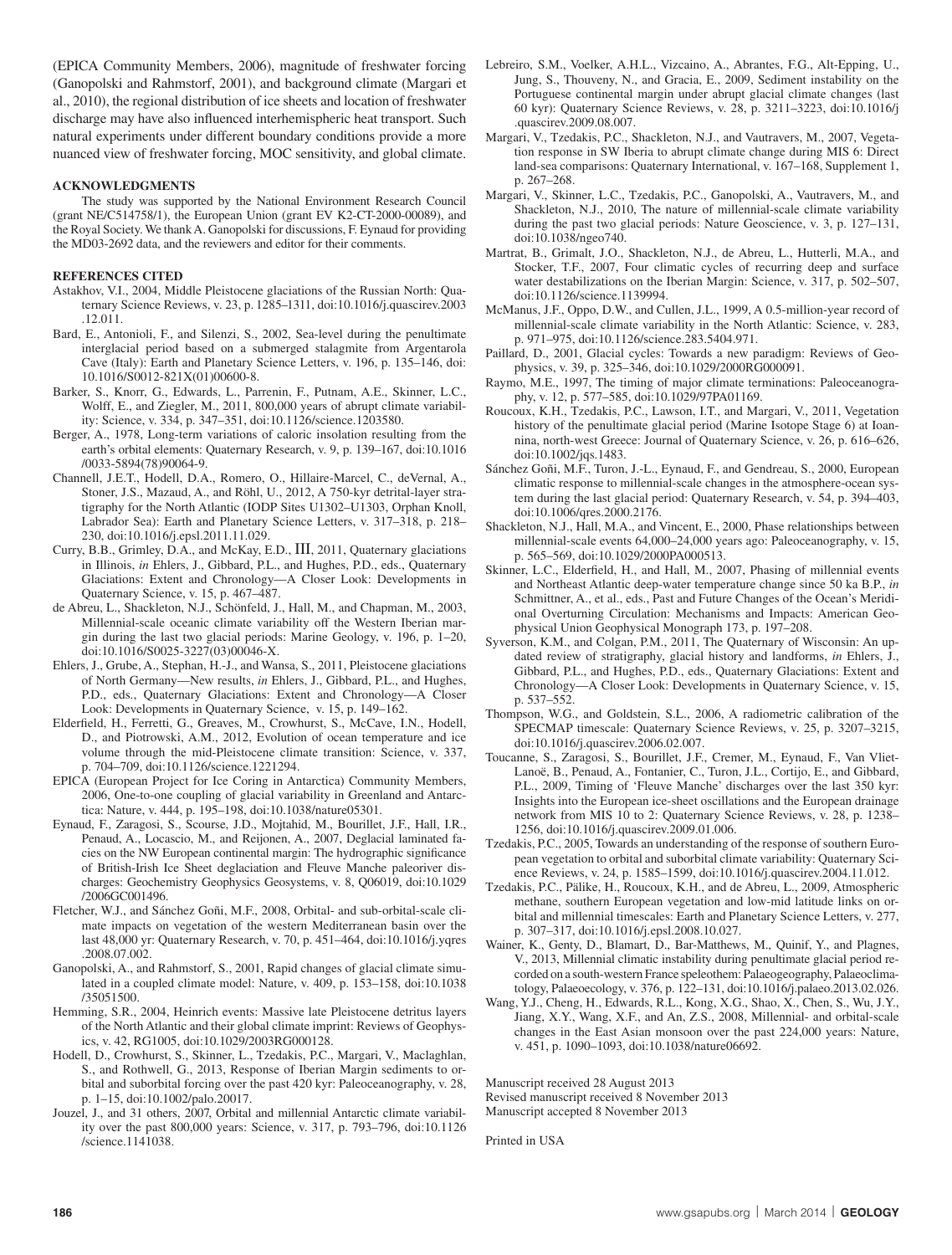(EPICA Community Members, 2006), magnitude of freshwater forcing (Ganopolski and Rahmstorf, 2001), and background climate (Margari et al., 2010), the regional distribution of ice sheets and location of freshwater discharge may have also influenced interhemispheric heat transport. Such natural experiments under different boundary conditions provide a more nuanced view of freshwater forcing, MOC sensitivity, and global climate.

## ACKNOWLEDGMENTS

The study was supported by the National Environment Research Council (grant NE/C514758/1), the European Union (grant EV K2-CT-2000-00089), and the Royal Society. We thank A. Ganopolski for discussions, F. Eynaud for providing the MD03-2692 data, and the reviewers and editor for their comments.

## REFERENCES CITED

Astakhov, V.I., 2004, Middle Pleistocene glaciations of the Russian North: Quaternary Science Reviews, v. 23, p. 1285–1311, doi:10.1016/j.quascirev.2003.12.011.

Bard, E., Antonioli, F., and Silenzi, S., 2002, Sea-level during the penultimate interglacial period based on a submerged stalagmite from Argentarola Cave (Italy): Earth and Planetary Science Letters, v. 196, p. 135–146, doi:10.1016/S0012-821X(01)00600-8.

Barker, S., Knorr, G., Edwards, L., Parrenin, F., Putnam, A.E., Skinner, L.C., Wolff, E., and Ziegler, M., 2011, 800,000 years of abrupt climate variability: Science, v. 334, p. 347–351, doi:10.1126/science.1203580.

Berger, A., 1978, Long-term variations of caloric insolation resulting from the earth's orbital elements: Quaternary Research, v. 9, p. 139–167, doi:10.1016/0033-5894(78)90064-9.

Channell, J.E.T., Hodell, D.A., Romero, O., Hillaire-Marcel, C., deVernal, A., Stoner, J.S., Mazaud, A., and Röhl, U., 2012, A 750-kyr detrital-layer stratigraphy for the North Atlantic (IODP Sites U1302–U1303, Orphan Knoll, Labrador Sea): Earth and Planetary Science Letters, v. 317–318, p. 218–230, doi:10.1016/j.epsl.2011.11.029.

Curry, B.B., Grimley, D.A., and McKay, E.D., III, 2011, Quaternary glaciations in Illinois, *in* Ehlers, J., Gibbard, P.L., and Hughes, P.D., eds., Quaternary Glaciations: Extent and Chronology—A Closer Look: Developments in Quaternary Science, v. 15, p. 467–487.

de Abreu, L., Shackleton, N.J., Schönfeld, J., Hall, M., and Chapman, M., 2003, Millennial-scale oceanic climate variability off the Western Iberian margin during the last two glacial periods: Marine Geology, v. 196, p. 1–20, doi:10.1016/S0025-3227(03)00046-X.

Ehlers, J., Grube, A., Stephan, H.-J., and Wansa, S., 2011, Pleistocene glaciations of North Germany—New results, *in* Ehlers, J., Gibbard, P.L., and Hughes, P.D., eds., Quaternary Glaciations: Extent and Chronology—A Closer Look: Developments in Quaternary Science, v. 15, p. 149–162.

Elderfield, H., Ferretti, G., Greaves, M., Crowhurst, S., McCave, I.N., Hodell, D., and Piotrowski, A.M., 2012, Evolution of ocean temperature and ice volume through the mid-Pleistocene climate transition: Science, v. 337, p. 704–709, doi:10.1126/science.1221294.

EPICA (European Project for Ice Coring in Antarctica) Community Members, 2006, One-to-one coupling of glacial variability in Greenland and Antarctica: Nature, v. 444, p. 195–198, doi:10.1038/nature05301.

Eynaud, F., Zaragosi, S., Scourse, J.D., Mojtahid, M., Bourillet, J.F., Hall, I.R., Penaud, A., Locascio, M., and Reijonen, A., 2007, Deglacial laminated facies on the NW European continental margin: The hydrographic significance of British-Irish Ice Sheet deglaciation and Fleuve Manche paleoriver discharges: Geochemistry Geophysics Geosystems, v. 8, Q06019, doi:10.1029/2006GC001496.

Fletcher, W.J., and Sánchez Goñi, M.F., 2008, Orbital- and sub-orbital-scale climate impacts on vegetation of the western Mediterranean basin over the last 48,000 yr: Quaternary Research, v. 70, p. 451–464, doi:10.1016/j.yqres.2008.07.002.

Ganopolski, A., and Rahmstorf, S., 2001, Rapid changes of glacial climate simulated in a coupled climate model: Nature, v. 409, p. 153–158, doi:10.1038/35051500.

Hemming, S.R., 2004, Heinrich events: Massive late Pleistocene detritus layers of the North Atlantic and their global climate imprint: Reviews of Geophysics, v. 42, RG1005, doi:10.1029/2003RG000128.

Hodell, D., Crowhurst, S., Skinner, L., Tzedakis, P.C., Margari, V., Maclaghlan, S., and Rothwell, G., 2013, Response of Iberian Margin sediments to orbital and suborbital forcing over the past 420 kyr: Paleoceanography, v. 28, p. 1–15, doi:10.1002/palo.20017.

Jouzel, J., and 31 others, 2007, Orbital and millennial Antarctic climate variability over the past 800,000 years: Science, v. 317, p. 793–796, doi:10.1126/science.1141038.

Lebreiro, S.M., Voelker, A.H.L., Vizcaino, A., Abrantes, F.G., Alt-Epping, U., Jung, S., Thouveny, N., and Gracia, E., 2009, Sediment instability on the Portuguese continental margin under abrupt glacial climate changes (last 60 kyr): Quaternary Science Reviews, v. 28, p. 3211–3223, doi:10.1016/j.quascirev.2009.08.007.

Margari, V., Tzedakis, P.C., Shackleton, N.J., and Vautravers, M., 2007, Vegetation response in SW Iberia to abrupt climate change during MIS 6: Direct land-sea comparisons: Quaternary International, v. 167–168, Supplement 1, p. 267–268.

Margari, V., Skinner, L.C., Tzedakis, P.C., Ganopolski, A., Vautravers, M., and Shackleton, N.J., 2010, The nature of millennial-scale climate variability during the past two glacial periods: Nature Geoscience, v. 3, p. 127–131, doi:10.1038/ngeo740.

Martrat, B., Grimalt, J.O., Shackleton, N.J., de Abreu, L., Hutterli, M.A., and Stocker, T.F., 2007, Four climatic cycles of recurring deep and surface water destabilizations on the Iberian Margin: Science, v. 317, p. 502–507, doi:10.1126/science.1139994.

McManus, J.F., Oppo, D.W., and Cullen, J.L., 1999, A 0.5-million-year record of millennial-scale climate variability in the North Atlantic: Science, v. 283, p. 971–975, doi:10.1126/science.283.5404.971.

Paillard, D., 2001, Glacial cycles: Towards a new paradigm: Reviews of Geophysics, v. 39, p. 325–346, doi:10.1029/2000RG000091.

Raymo, M.E., 1997, The timing of major climate terminations: Paleoceanography, v. 12, p. 577–585, doi:10.1029/97PA01169.

Roucoux, K.H., Tzedakis, P.C., Lawson, I.T., and Margari, V., 2011, Vegetation history of the penultimate glacial period (Marine Isotope Stage 6) at Ioannina, north-west Greece: Journal of Quaternary Science, v. 26, p. 616–626, doi:10.1002/jqs.1483.

Sánchez Goñi, M.F., Turon, J.-L., Eynaud, F., and Gendreau, S., 2000, European climatic response to millennial-scale changes in the atmosphere-ocean system during the last glacial period: Quaternary Research, v. 54, p. 394–403, doi:10.1006/qres.2000.2176.

Shackleton, N.J., Hall, M.A., and Vincent, E., 2000, Phase relationships between millennial-scale events 64,000–24,000 years ago: Paleoceanography, v. 15, p. 565–569, doi:10.1029/2000PA000513.

Skinner, L.C., Elderfield, H., and Hall, M., 2007, Phasing of millennial events and Northeast Atlantic deep-water temperature change since 50 ka B.P., *in* Schmittner, A., et al., eds., Past and Future Changes of the Ocean's Meridional Overturning Circulation: Mechanisms and Impacts: American Geophysical Union Geophysical Monograph 173, p. 197–208.

Syverson, K.M., and Colgan, P.M., 2011, The Quaternary of Wisconsin: An updated review of stratigraphy, glacial history and landforms, *in* Ehlers, J., Gibbard, P.L., and Hughes, P.D., eds., Quaternary Glaciations: Extent and Chronology—A Closer Look: Developments in Quaternary Science, v. 15, p. 537–552.

Thompson, W.G., and Goldstein, S.L., 2006, A radiometric calibration of the SPECMAP timescale: Quaternary Science Reviews, v. 25, p. 3207–3215, doi:10.1016/j.quascirev.2006.02.007.

Toucanne, S., Zaragosi, S., Bourillet, J.F., Cremer, M., Eynaud, F., Van Vliet-Lanoë, B., Penaud, A., Fontanier, C., Turon, J.L., Cortijo, E., and Gibbard, P.L., 2009, Timing of 'Fleuve Manche' discharges over the last 350 kyr: Insights into the European ice-sheet oscillations and the European drainage network from MIS 10 to 2: Quaternary Science Reviews, v. 28, p. 1238–1256, doi:10.1016/j.quascirev.2009.01.006.

Tzedakis, P.C., 2005, Towards an understanding of the response of southern European vegetation to orbital and suborbital climate variability: Quaternary Science Reviews, v. 24, p. 1585–1599, doi:10.1016/j.quascirev.2004.11.012.

Tzedakis, P.C., Pälike, H., Roucoux, K.H., and de Abreu, L., 2009, Atmospheric methane, southern European vegetation and low-mid latitude links on orbital and millennial timescales: Earth and Planetary Science Letters, v. 277, p. 307–317, doi:10.1016/j.epsl.2008.10.027.

Wainer, K., Genty, D., Blamart, D., Bar-Matthews, M., Quinif, Y., and Plagnes, V., 2013, Millennial climatic instability during penultimate glacial period recorded on a south-western France speleothem: Palaeogeography, Palaeoclimatology, Palaeoecology, v. 376, p. 122–131, doi:10.1016/j.palaeo.2013.02.026.

Wang, Y.J., Cheng, H., Edwards, R.L., Kong, X.G., Shao, X., Chen, S., Wu, J.Y., Jiang, X.Y., Wang, X.F., and An, Z.S., 2008, Millennial- and orbital-scale changes in the East Asian monsoon over the past 224,000 years: Nature, v. 451, p. 1090–1093, doi:10.1038/nature06692.

Manuscript received 28 August 2013
Revised manuscript received 8 November 2013
Manuscript accepted 8 November 2013

Printed in USA